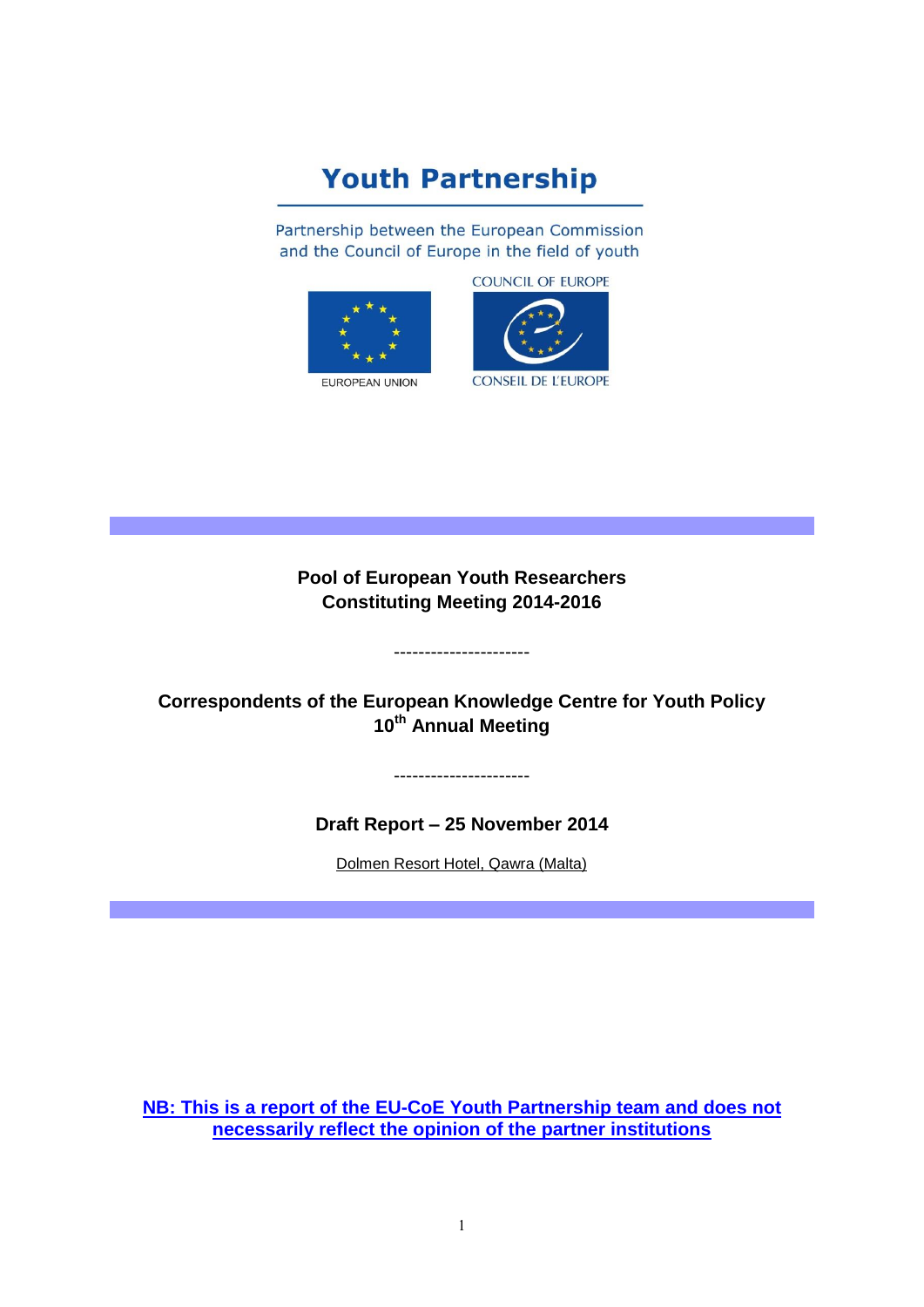# Youth Partnership

Partnership between the European Commission and the Council of Europe in the field of youth

COUNCIL OF EUROPE

EUROPEAN UNION

CONSEIL DE L'EUROPE

**Pool of European Youth Researchers**
**Constituting Meeting 2014-2016**

----------------------

**Correspondents of the European Knowledge Centre for Youth Policy**
**10th Annual Meeting**

----------------------

**Draft Report – 25 November 2014**

Dolmen Resort Hotel, Qawra (Malta)

**NB: This is a report of the EU-CoE Youth Partnership team and does not necessarily reflect the opinion of the partner institutions**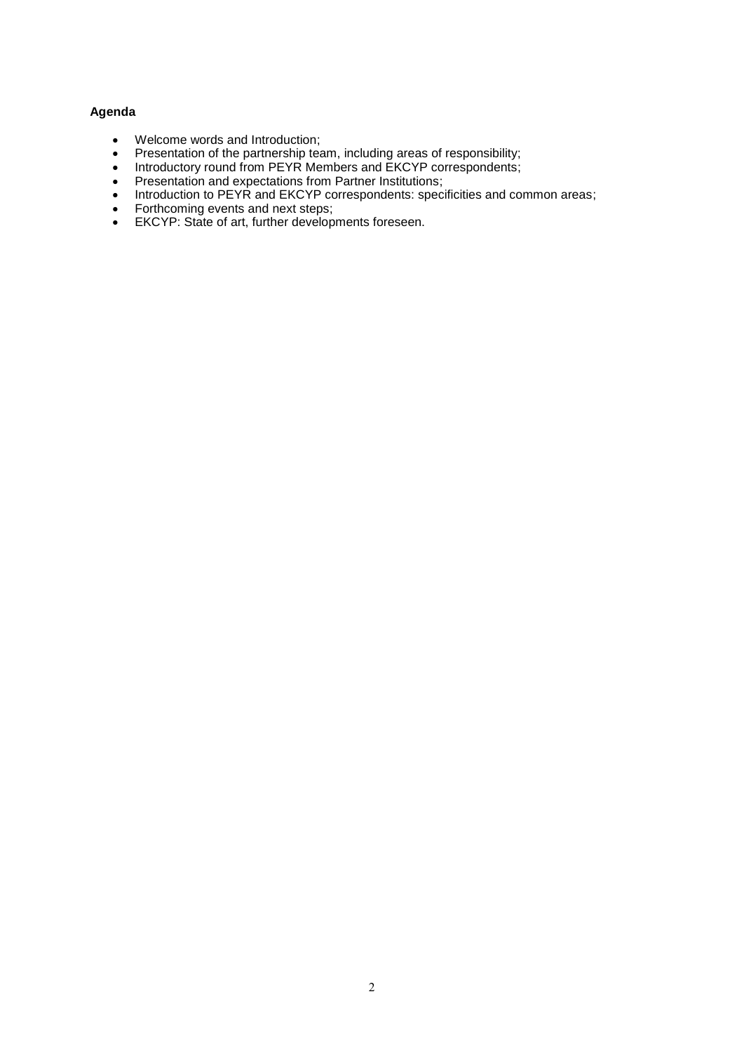**Agenda**

- Welcome words and Introduction;
- Presentation of the partnership team, including areas of responsibility;
- Introductory round from PEYR Members and EKCYP correspondents;
- Presentation and expectations from Partner Institutions;
- Introduction to PEYR and EKCYP correspondents: specificities and common areas;
- Forthcoming events and next steps;
- EKCYP: State of art, further developments foreseen.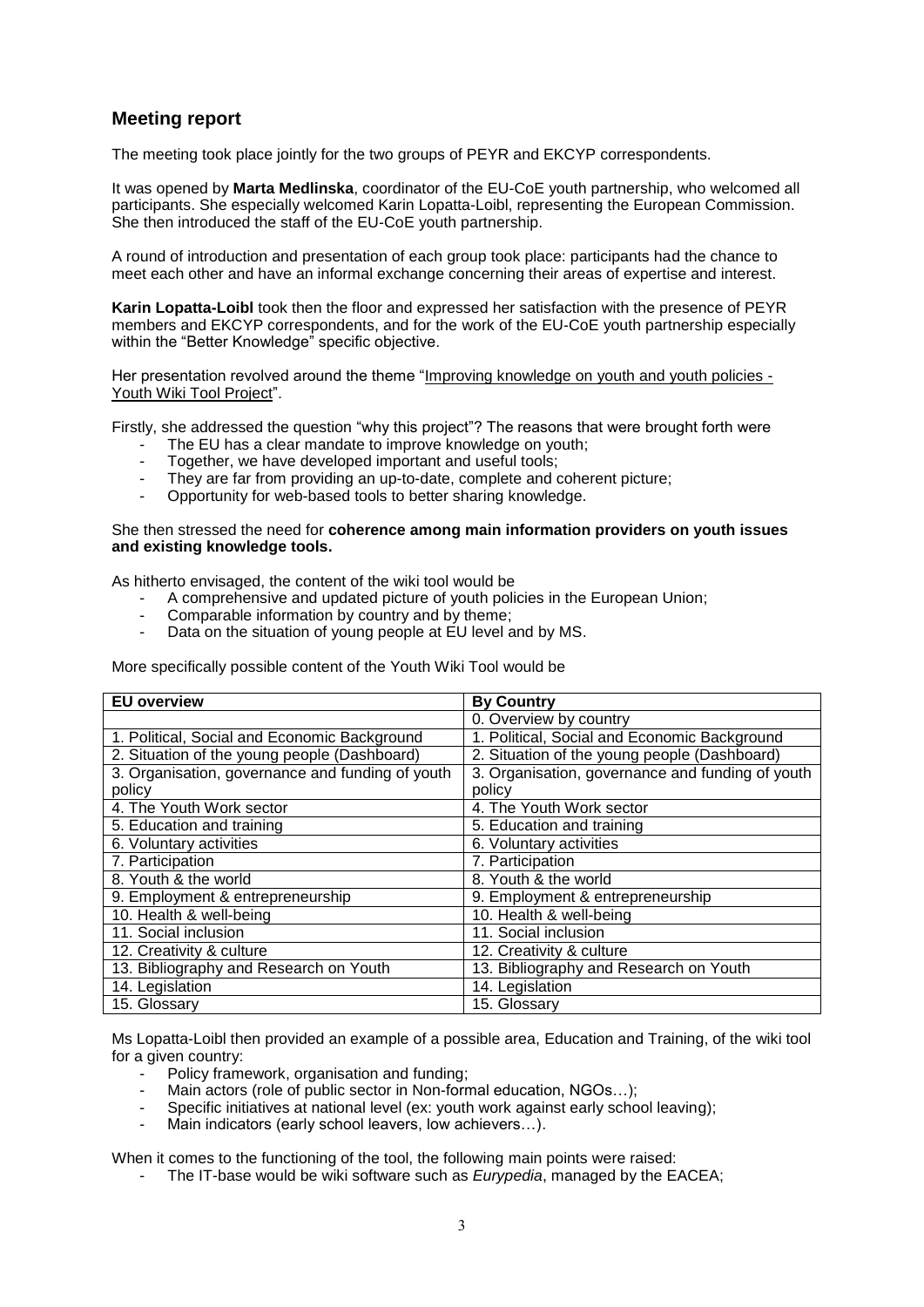## Meeting report

The meeting took place jointly for the two groups of PEYR and EKCYP correspondents.

It was opened by **Marta Medlinska**, coordinator of the EU-CoE youth partnership, who welcomed all participants. She especially welcomed Karin Lopatta-Loibl, representing the European Commission. She then introduced the staff of the EU-CoE youth partnership.

A round of introduction and presentation of each group took place: participants had the chance to meet each other and have an informal exchange concerning their areas of expertise and interest.

**Karin Lopatta-Loibl** took then the floor and expressed her satisfaction with the presence of PEYR members and EKCYP correspondents, and for the work of the EU-CoE youth partnership especially within the "Better Knowledge" specific objective.

Her presentation revolved around the theme "Improving knowledge on youth and youth policies - Youth Wiki Tool Project".

Firstly, she addressed the question "why this project"? The reasons that were brought forth were

- The EU has a clear mandate to improve knowledge on youth;
- Together, we have developed important and useful tools;
- They are far from providing an up-to-date, complete and coherent picture;
- Opportunity for web-based tools to better sharing knowledge.

She then stressed the need for **coherence among main information providers on youth issues and existing knowledge tools.**

As hitherto envisaged, the content of the wiki tool would be

- A comprehensive and updated picture of youth policies in the European Union;
- Comparable information by country and by theme;
- Data on the situation of young people at EU level and by MS.

More specifically possible content of the Youth Wiki Tool would be

| EU overview | By Country |
|---|---|
| | 0. Overview by country |
| 1. Political, Social and Economic Background | 1. Political, Social and Economic Background |
| 2. Situation of the young people (Dashboard) | 2. Situation of the young people (Dashboard) |
| 3. Organisation, governance and funding of youth policy | 3. Organisation, governance and funding of youth policy |
| 4. The Youth Work sector | 4. The Youth Work sector |
| 5. Education and training | 5. Education and training |
| 6. Voluntary activities | 6. Voluntary activities |
| 7. Participation | 7. Participation |
| 8. Youth & the world | 8. Youth & the world |
| 9. Employment & entrepreneurship | 9. Employment & entrepreneurship |
| 10. Health & well-being | 10. Health & well-being |
| 11. Social inclusion | 11. Social inclusion |
| 12. Creativity & culture | 12. Creativity & culture |
| 13. Bibliography and Research on Youth | 13. Bibliography and Research on Youth |
| 14. Legislation | 14. Legislation |
| 15. Glossary | 15. Glossary |

Ms Lopatta-Loibl then provided an example of a possible area, Education and Training, of the wiki tool for a given country:

- Policy framework, organisation and funding;
- Main actors (role of public sector in Non-formal education, NGOs…);
- Specific initiatives at national level (ex: youth work against early school leaving);
- Main indicators (early school leavers, low achievers…).

When it comes to the functioning of the tool, the following main points were raised:

- The IT-base would be wiki software such as *Eurypedia*, managed by the EACEA;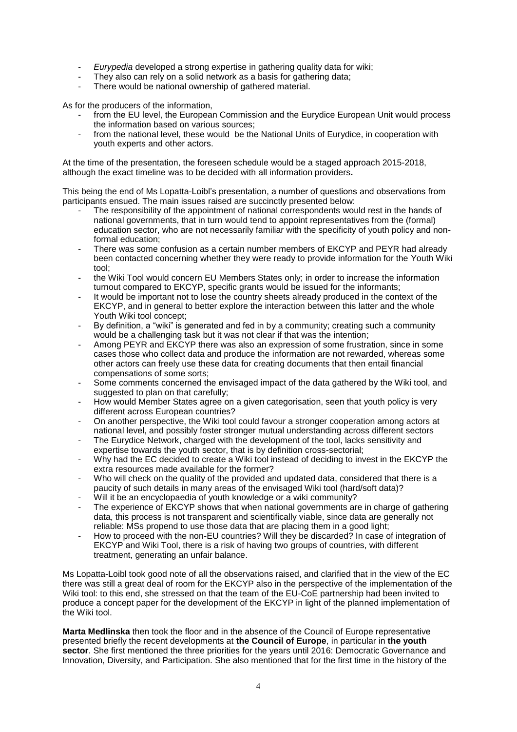- *Eurypedia* developed a strong expertise in gathering quality data for wiki;
- They also can rely on a solid network as a basis for gathering data;
- There would be national ownership of gathered material.

As for the producers of the information,

- from the EU level, the European Commission and the Eurydice European Unit would process the information based on various sources;
- from the national level, these would be the National Units of Eurydice, in cooperation with youth experts and other actors.

At the time of the presentation, the foreseen schedule would be a staged approach 2015-2018, although the exact timeline was to be decided with all information providers**.**

This being the end of Ms Lopatta-Loibl's presentation, a number of questions and observations from participants ensued. The main issues raised are succinctly presented below:

- The responsibility of the appointment of national correspondents would rest in the hands of national governments, that in turn would tend to appoint representatives from the (formal) education sector, who are not necessarily familiar with the specificity of youth policy and non-formal education;
- There was some confusion as a certain number members of EKCYP and PEYR had already been contacted concerning whether they were ready to provide information for the Youth Wiki tool;
- the Wiki Tool would concern EU Members States only; in order to increase the information turnout compared to EKCYP, specific grants would be issued for the informants;
- It would be important not to lose the country sheets already produced in the context of the EKCYP, and in general to better explore the interaction between this latter and the whole Youth Wiki tool concept;
- By definition, a "wiki" is generated and fed in by a community; creating such a community would be a challenging task but it was not clear if that was the intention;
- Among PEYR and EKCYP there was also an expression of some frustration, since in some cases those who collect data and produce the information are not rewarded, whereas some other actors can freely use these data for creating documents that then entail financial compensations of some sorts;
- Some comments concerned the envisaged impact of the data gathered by the Wiki tool, and suggested to plan on that carefully;
- How would Member States agree on a given categorisation, seen that youth policy is very different across European countries?
- On another perspective, the Wiki tool could favour a stronger cooperation among actors at national level, and possibly foster stronger mutual understanding across different sectors
- The Eurydice Network, charged with the development of the tool, lacks sensitivity and expertise towards the youth sector, that is by definition cross-sectorial;
- Why had the EC decided to create a Wiki tool instead of deciding to invest in the EKCYP the extra resources made available for the former?
- Who will check on the quality of the provided and updated data, considered that there is a paucity of such details in many areas of the envisaged Wiki tool (hard/soft data)?
- Will it be an encyclopaedia of youth knowledge or a wiki community?
- The experience of EKCYP shows that when national governments are in charge of gathering data, this process is not transparent and scientifically viable, since data are generally not reliable: MSs propend to use those data that are placing them in a good light;
- How to proceed with the non-EU countries? Will they be discarded? In case of integration of EKCYP and Wiki Tool, there is a risk of having two groups of countries, with different treatment, generating an unfair balance.

Ms Lopatta-Loibl took good note of all the observations raised, and clarified that in the view of the EC there was still a great deal of room for the EKCYP also in the perspective of the implementation of the Wiki tool: to this end, she stressed on that the team of the EU-CoE partnership had been invited to produce a concept paper for the development of the EKCYP in light of the planned implementation of the Wiki tool.

**Marta Medlinska** then took the floor and in the absence of the Council of Europe representative presented briefly the recent developments at **the Council of Europe**, in particular in **the youth sector**. She first mentioned the three priorities for the years until 2016: Democratic Governance and Innovation, Diversity, and Participation. She also mentioned that for the first time in the history of the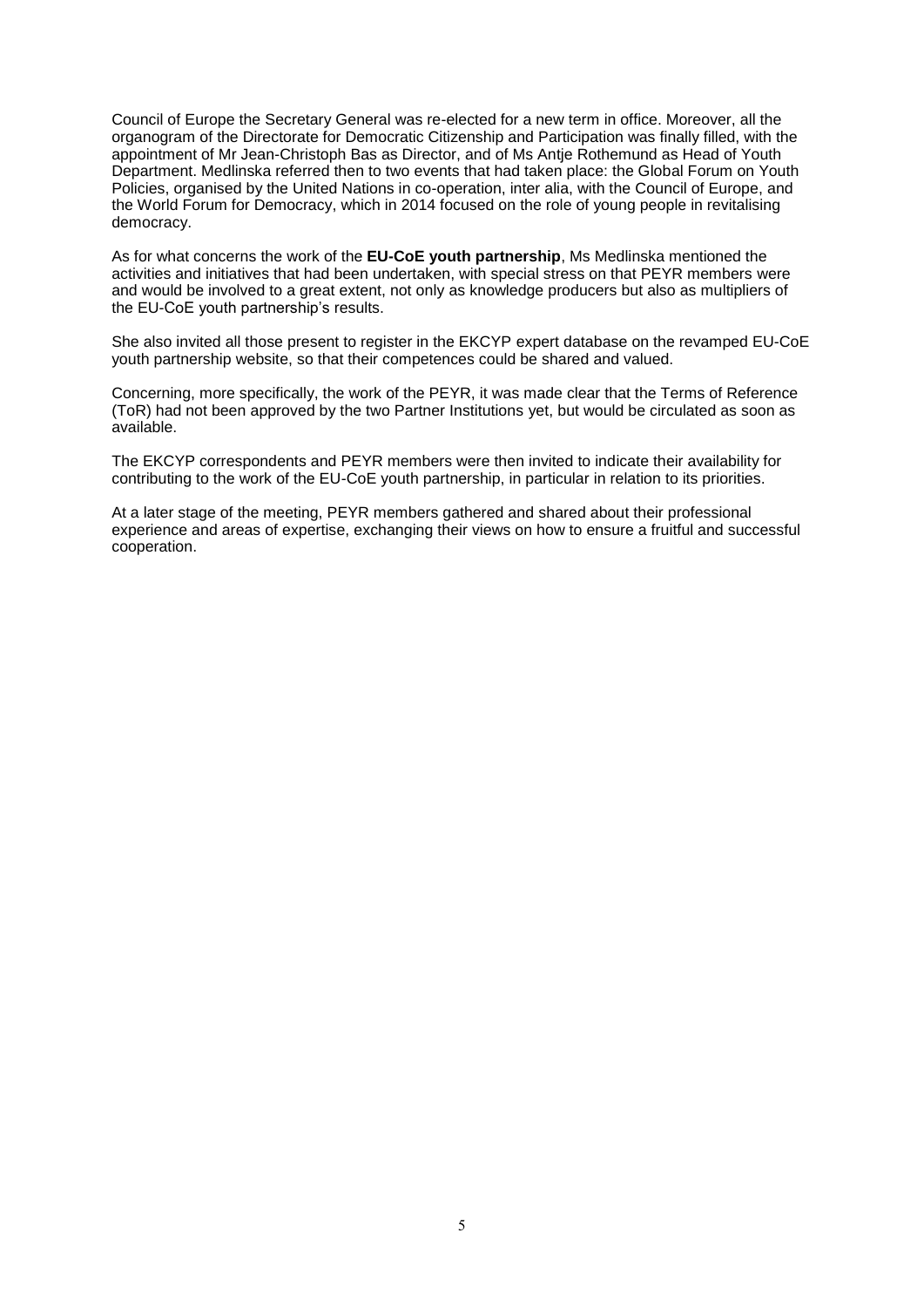Council of Europe the Secretary General was re-elected for a new term in office. Moreover, all the organogram of the Directorate for Democratic Citizenship and Participation was finally filled, with the appointment of Mr Jean-Christoph Bas as Director, and of Ms Antje Rothemund as Head of Youth Department. Medlinska referred then to two events that had taken place: the Global Forum on Youth Policies, organised by the United Nations in co-operation, inter alia, with the Council of Europe, and the World Forum for Democracy, which in 2014 focused on the role of young people in revitalising democracy.

As for what concerns the work of the **EU-CoE youth partnership**, Ms Medlinska mentioned the activities and initiatives that had been undertaken, with special stress on that PEYR members were and would be involved to a great extent, not only as knowledge producers but also as multipliers of the EU-CoE youth partnership's results.

She also invited all those present to register in the EKCYP expert database on the revamped EU-CoE youth partnership website, so that their competences could be shared and valued.

Concerning, more specifically, the work of the PEYR, it was made clear that the Terms of Reference (ToR) had not been approved by the two Partner Institutions yet, but would be circulated as soon as available.

The EKCYP correspondents and PEYR members were then invited to indicate their availability for contributing to the work of the EU-CoE youth partnership, in particular in relation to its priorities.

At a later stage of the meeting, PEYR members gathered and shared about their professional experience and areas of expertise, exchanging their views on how to ensure a fruitful and successful cooperation.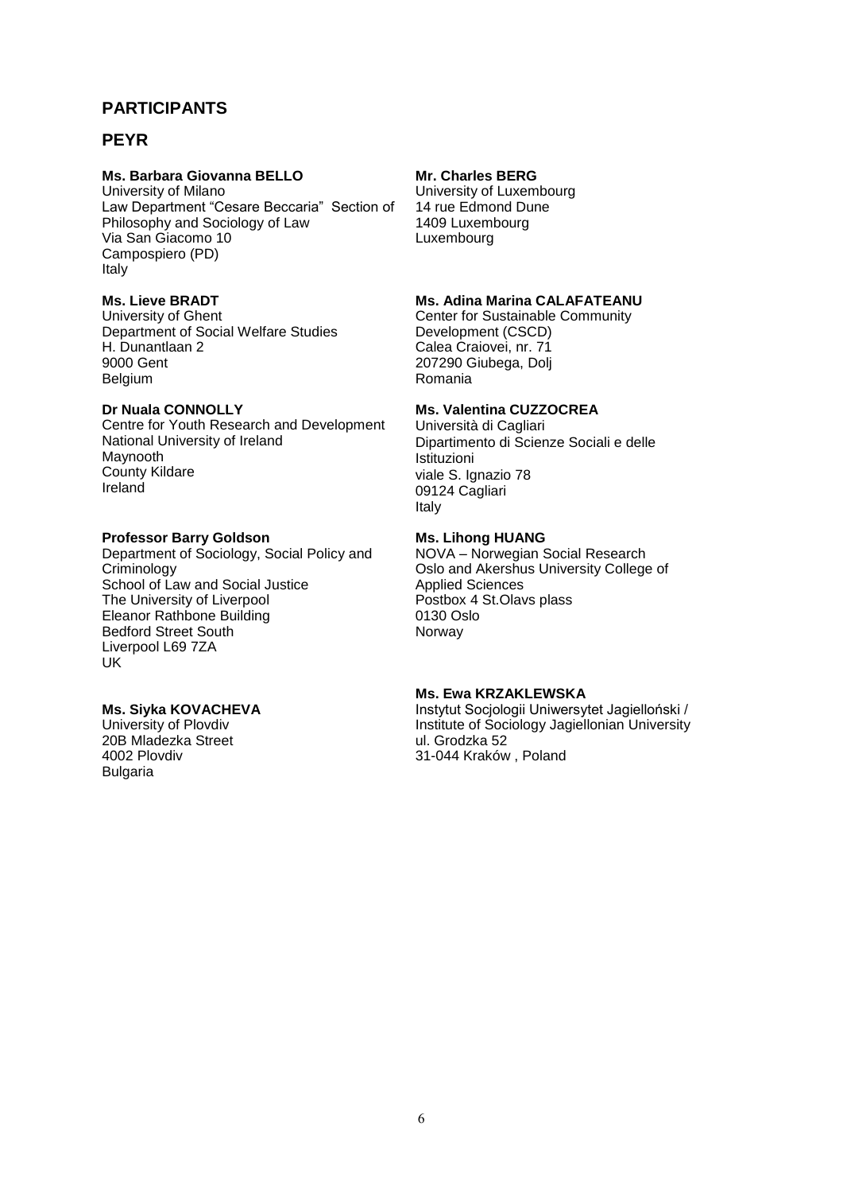## PARTICIPANTS

## PEYR

**Ms. Barbara Giovanna BELLO**
University of Milano
Law Department "Cesare Beccaria" Section of Philosophy and Sociology of Law
Via San Giacomo 10
Campospiero (PD)
Italy

**Mr. Charles BERG**
University of Luxembourg
14 rue Edmond Dune
1409 Luxembourg
Luxembourg

**Ms. Lieve BRADT**
University of Ghent
Department of Social Welfare Studies
H. Dunantlaan 2
9000 Gent
Belgium

**Ms. Adina Marina CALAFATEANU**
Center for Sustainable Community Development (CSCD)
Calea Craiovei, nr. 71
207290 Giubega, Dolj
Romania

**Dr Nuala CONNOLLY**
Centre for Youth Research and Development
National University of Ireland
Maynooth
County Kildare
Ireland

**Ms. Valentina CUZZOCREA**
Università di Cagliari
Dipartimento di Scienze Sociali e delle Istituzioni
viale S. Ignazio 78
09124 Cagliari
Italy

**Professor Barry Goldson**
Department of Sociology, Social Policy and Criminology
School of Law and Social Justice
The University of Liverpool
Eleanor Rathbone Building
Bedford Street South
Liverpool L69 7ZA
UK

**Ms. Lihong HUANG**
NOVA – Norwegian Social Research
Oslo and Akershus University College of Applied Sciences
Postbox 4 St.Olavs plass
0130 Oslo
Norway

**Ms. Siyka KOVACHEVA**
University of Plovdiv
20B Mladezka Street
4002 Plovdiv
Bulgaria

**Ms. Ewa KRZAKLEWSKA**
Instytut Socjologii Uniwersytet Jagielloński /
Institute of Sociology Jagiellonian University
ul. Grodzka 52
31-044 Kraków , Poland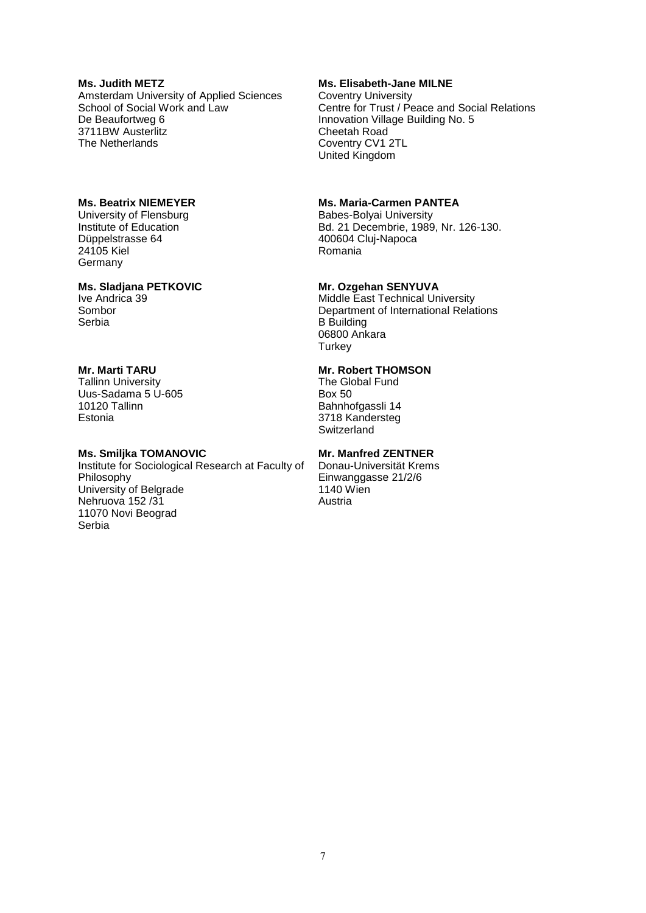**Ms. Judith METZ**
Amsterdam University of Applied Sciences
School of Social Work and Law
De Beaufortweg 6
3711BW Austerlitz
The Netherlands

**Ms. Elisabeth-Jane MILNE**
Coventry University
Centre for Trust / Peace and Social Relations
Innovation Village Building No. 5
Cheetah Road
Coventry CV1 2TL
United Kingdom

**Ms. Beatrix NIEMEYER**
University of Flensburg
Institute of Education
Düppelstrasse 64
24105 Kiel
Germany

**Ms. Maria-Carmen PANTEA**
Babes-Bolyai University
Bd. 21 Decembrie, 1989, Nr. 126-130.
400604 Cluj-Napoca
Romania

**Ms. Sladjana PETKOVIC**
Ive Andrica 39
Sombor
Serbia

**Mr. Ozgehan SENYUVA**
Middle East Technical University
Department of International Relations
B Building
06800 Ankara
Turkey

**Mr. Marti TARU**
Tallinn University
Uus-Sadama 5 U-605
10120 Tallinn
Estonia

**Mr. Robert THOMSON**
The Global Fund
Box 50
Bahnhofgassli 14
3718 Kandersteg
Switzerland

**Ms. Smiljka TOMANOVIC**
Institute for Sociological Research at Faculty of Philosophy
University of Belgrade
Nehruova 152 /31
11070 Novi Beograd
Serbia

**Mr. Manfred ZENTNER**
Donau-Universität Krems
Einwanggasse 21/2/6
1140 Wien
Austria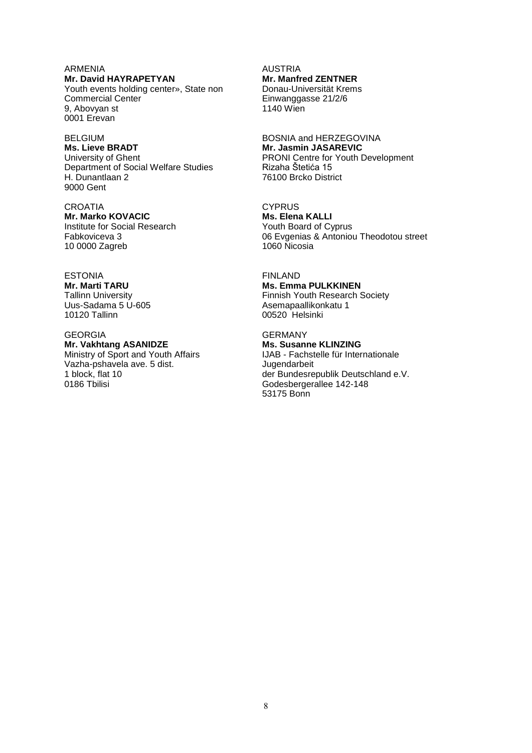ARMENIA
**Mr. David HAYRAPETYAN**
Youth events holding center», State non Commercial Center
9, Abovyan st
0001 Erevan

AUSTRIA
**Mr. Manfred ZENTNER**
Donau-Universität Krems
Einwanggasse 21/2/6
1140 Wien

BELGIUM
**Ms. Lieve BRADT**
University of Ghent
Department of Social Welfare Studies
H. Dunantlaan 2
9000 Gent

BOSNIA and HERZEGOVINA
**Mr. Jasmin JASAREVIC**
PRONI Centre for Youth Development
Rizaha Štetića 15
76100 Brcko District

CROATIA
**Mr. Marko KOVACIC**
Institute for Social Research
Fabkoviceva 3
10 0000 Zagreb

CYPRUS
**Ms. Elena KALLI**
Youth Board of Cyprus
06 Evgenias & Antoniou Theodotou street
1060 Nicosia

ESTONIA
**Mr. Marti TARU**
Tallinn University
Uus-Sadama 5 U-605
10120 Tallinn

FINLAND
**Ms. Emma PULKKINEN**
Finnish Youth Research Society
Asemapaallikonkatu 1
00520 Helsinki

GEORGIA
**Mr. Vakhtang ASANIDZE**
Ministry of Sport and Youth Affairs
Vazha-pshavela ave. 5 dist.
1 block, flat 10
0186 Tbilisi

GERMANY
**Ms. Susanne KLINZING**
IJAB - Fachstelle für Internationale Jugendarbeit
der Bundesrepublik Deutschland e.V.
Godesbergerallee 142-148
53175 Bonn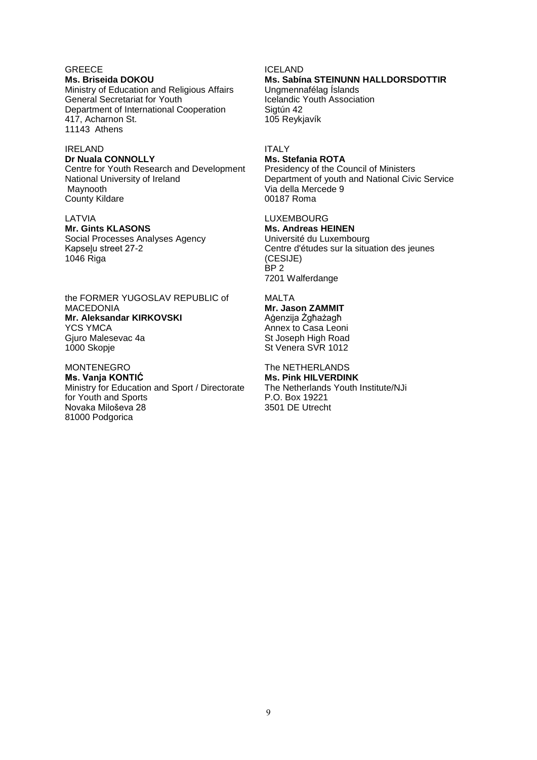GREECE
**Ms. Briseida DOKOU**
Ministry of Education and Religious Affairs
General Secretariat for Youth
Department of International Cooperation
417, Acharnon St.
11143 Athens

ICELAND
**Ms. Sabína STEINUNN HALLDORSDOTTIR**
Ungmennafélag Íslands
Icelandic Youth Association
Sigtún 42
105 Reykjavík

IRELAND
**Dr Nuala CONNOLLY**
Centre for Youth Research and Development
National University of Ireland
Maynooth
County Kildare

ITALY
**Ms. Stefania ROTA**
Presidency of the Council of Ministers
Department of youth and National Civic Service
Via della Mercede 9
00187 Roma

LATVIA
**Mr. Gints KLASONS**
Social Processes Analyses Agency
Kapseļu street 27-2
1046 Riga

LUXEMBOURG
**Ms. Andreas HEINEN**
Université du Luxembourg
Centre d'études sur la situation des jeunes (CESIJE)
BP 2
7201 Walferdange

the FORMER YUGOSLAV REPUBLIC of MACEDONIA
**Mr. Aleksandar KIRKOVSKI**
YCS YMCA
Gjuro Malesevac 4a
1000 Skopje

MALTA
**Mr. Jason ZAMMIT**
Aġenzija Żgħażagħ
Annex to Casa Leoni
St Joseph High Road
St Venera SVR 1012

MONTENEGRO
**Ms. Vanja KONTIĆ**
Ministry for Education and Sport / Directorate for Youth and Sports
Novaka Miloševa 28
81000 Podgorica

The NETHERLANDS
**Ms. Pink HILVERDINK**
The Netherlands Youth Institute/NJi
P.O. Box 19221
3501 DE Utrecht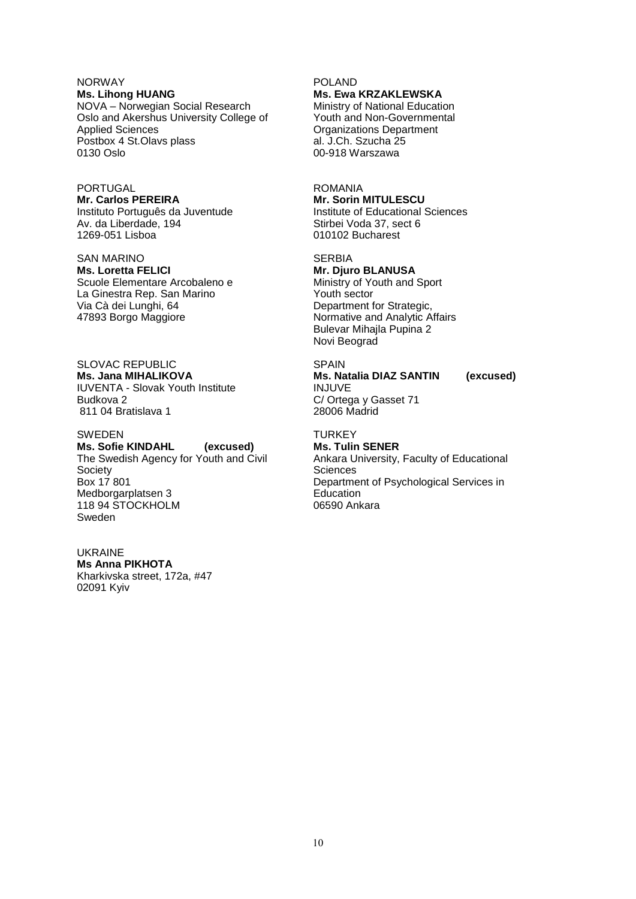NORWAY
**Ms. Lihong HUANG**
NOVA – Norwegian Social Research
Oslo and Akershus University College of Applied Sciences
Postbox 4 St.Olavs plass
0130 Oslo

POLAND
**Ms. Ewa KRZAKLEWSKA**
Ministry of National Education
Youth and Non-Governmental Organizations Department
al. J.Ch. Szucha 25
00-918 Warszawa

PORTUGAL
**Mr. Carlos PEREIRA**
Instituto Português da Juventude
Av. da Liberdade, 194
1269-051 Lisboa

ROMANIA
**Mr. Sorin MITULESCU**
Institute of Educational Sciences
Stirbei Voda 37, sect 6
010102 Bucharest

SAN MARINO
**Ms. Loretta FELICI**
Scuole Elementare Arcobaleno e La Ginestra Rep. San Marino
Via Cà dei Lunghi, 64
47893 Borgo Maggiore

SERBIA
**Mr. Djuro BLANUSA**
Ministry of Youth and Sport
Youth sector
Department for Strategic, Normative and Analytic Affairs
Bulevar Mihajla Pupina 2
Novi Beograd

SLOVAC REPUBLIC
**Ms. Jana MIHALIKOVA**
IUVENTA - Slovak Youth Institute
Budkova 2
811 04 Bratislava 1

SPAIN
**Ms. Natalia DIAZ SANTIN (excused)**
INJUVE
C/ Ortega y Gasset 71
28006 Madrid

SWEDEN
**Ms. Sofie KINDAHL (excused)**
The Swedish Agency for Youth and Civil Society
Box 17 801
Medborgarplatsen 3
118 94 STOCKHOLM
Sweden

TURKEY
**Ms. Tulin SENER**
Ankara University, Faculty of Educational Sciences
Department of Psychological Services in Education
06590 Ankara

UKRAINE
**Ms Anna PIKHOTA**
Kharkivska street, 172a, #47
02091 Kyiv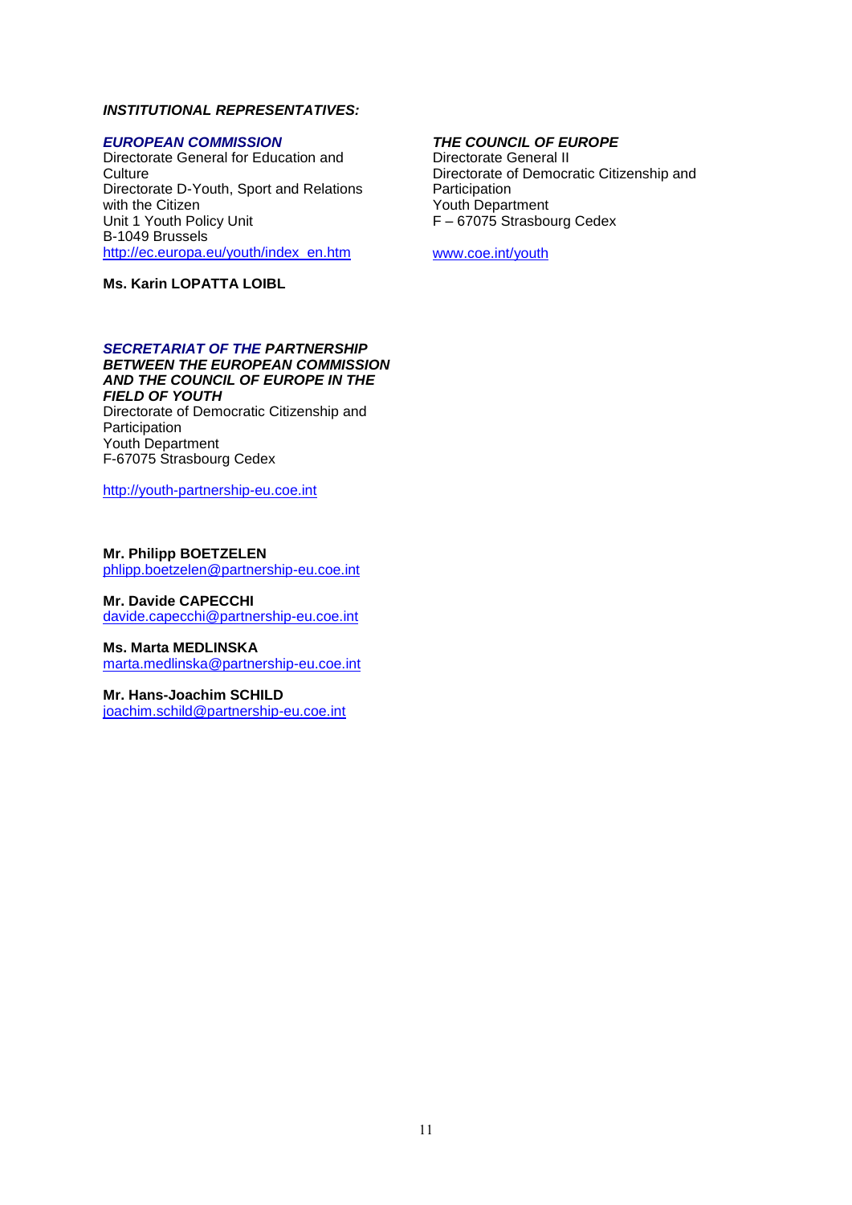***INSTITUTIONAL REPRESENTATIVES:***

***EUROPEAN COMMISSION***
Directorate General for Education and Culture
Directorate D-Youth, Sport and Relations with the Citizen
Unit 1 Youth Policy Unit
B-1049 Brussels
http://ec.europa.eu/youth/index_en.htm

**Ms. Karin LOPATTA LOIBL**

***THE COUNCIL OF EUROPE***
Directorate General II
Directorate of Democratic Citizenship and Participation
Youth Department
F – 67075 Strasbourg Cedex

www.coe.int/youth

***SECRETARIAT OF THE PARTNERSHIP BETWEEN THE EUROPEAN COMMISSION AND THE COUNCIL OF EUROPE IN THE FIELD OF YOUTH***
Directorate of Democratic Citizenship and Participation
Youth Department
F-67075 Strasbourg Cedex

http://youth-partnership-eu.coe.int

**Mr. Philipp BOETZELEN**
phlipp.boetzelen@partnership-eu.coe.int

**Mr. Davide CAPECCHI**
davide.capecchi@partnership-eu.coe.int

**Ms. Marta MEDLINSKA**
marta.medlinska@partnership-eu.coe.int

**Mr. Hans-Joachim SCHILD**
joachim.schild@partnership-eu.coe.int